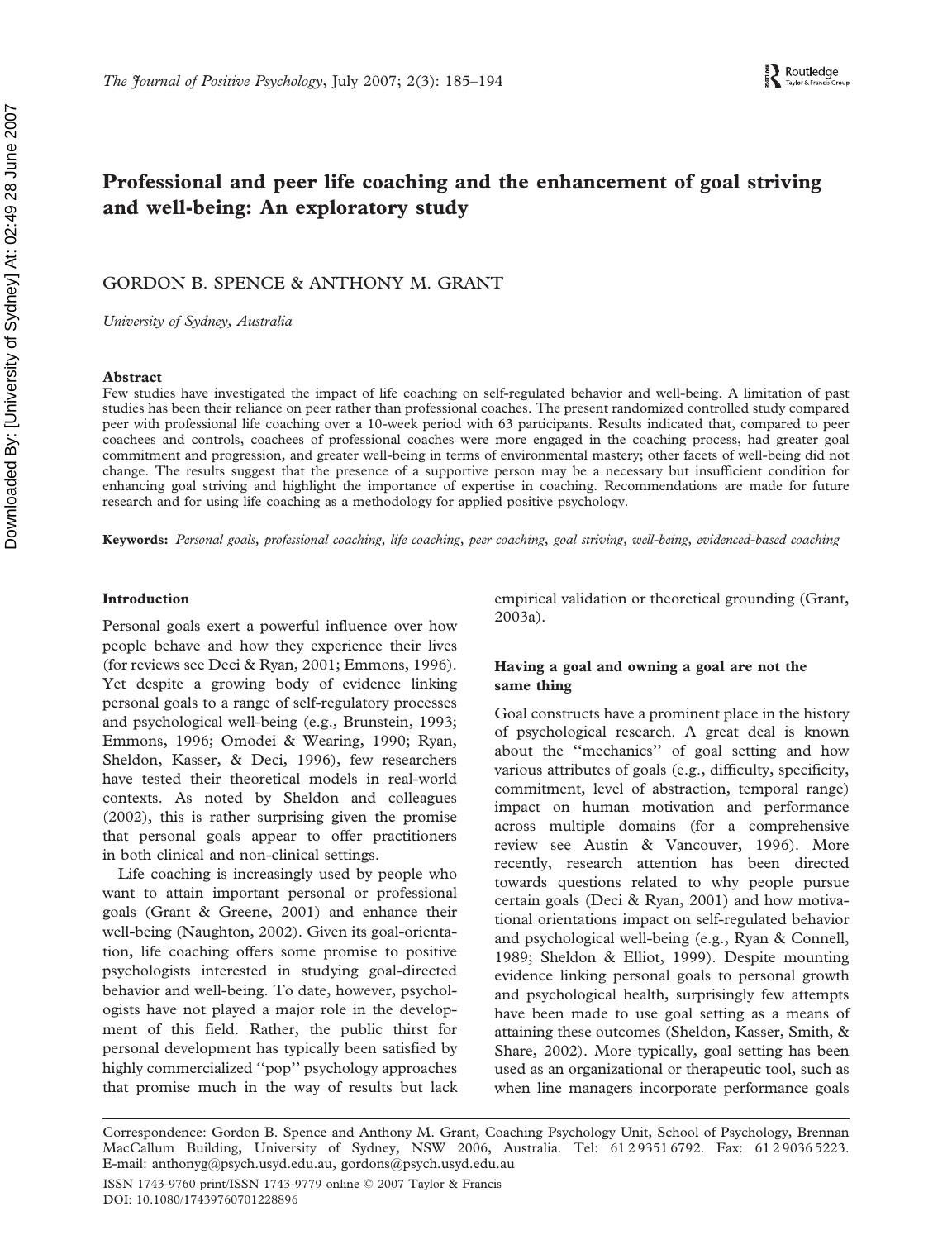# Professional and peer life coaching and the enhancement of goal striving and well-being: An exploratory study

GORDON B. SPENCE & ANTHONY M. GRANT

*University of Sydney, Australia*

## Abstract

Few studies have investigated the impact of life coaching on self-regulated behavior and well-being. A limitation of past studies has been their reliance on peer rather than professional coaches. The present randomized controlled study compared peer with professional life coaching over a 10-week period with 63 participants. Results indicated that, compared to peer coachees and controls, coachees of professional coaches were more engaged in the coaching process, had greater goal commitment and progression, and greater well-being in terms of environmental mastery; other facets of well-being did not change. The results suggest that the presence of a supportive person may be a necessary but insufficient condition for enhancing goal striving and highlight the importance of expertise in coaching. Recommendations are made for future research and for using life coaching as a methodology for applied positive psychology.

**Keywords:** *Personal goals, professional coaching, life coaching, peer coaching, goal striving, well-being, evidenced-based coaching*

## Introduction

Personal goals exert a powerful influence over how people behave and how they experience their lives (for reviews see Deci & Ryan, 2001; Emmons, 1996). Yet despite a growing body of evidence linking personal goals to a range of self-regulatory processes and psychological well-being (e.g., Brunstein, 1993; Emmons, 1996; Omodei & Wearing, 1990; Ryan, Sheldon, Kasser, & Deci, 1996), few researchers have tested their theoretical models in real-world contexts. As noted by Sheldon and colleagues (2002), this is rather surprising given the promise that personal goals appear to offer practitioners in both clinical and non-clinical settings.

Life coaching is increasingly used by people who want to attain important personal or professional goals (Grant & Greene, 2001) and enhance their well-being (Naughton, 2002). Given its goal-orientation, life coaching offers some promise to positive psychologists interested in studying goal-directed behavior and well-being. To date, however, psychologists have not played a major role in the development of this field. Rather, the public thirst for personal development has typically been satisfied by highly commercialized "pop" psychology approaches that promise much in the way of results but lack empirical validation or theoretical grounding (Grant, 2003a).

### Having a goal and owning a goal are not the same thing

Goal constructs have a prominent place in the history of psychological research. A great deal is known about the "mechanics" of goal setting and how various attributes of goals (e.g., difficulty, specificity, commitment, level of abstraction, temporal range) impact on human motivation and performance across multiple domains (for a comprehensive review see Austin & Vancouver, 1996). More recently, research attention has been directed towards questions related to why people pursue certain goals (Deci & Ryan, 2001) and how motivational orientations impact on self-regulated behavior and psychological well-being (e.g., Ryan & Connell, 1989; Sheldon & Elliot, 1999). Despite mounting evidence linking personal goals to personal growth and psychological health, surprisingly few attempts have been made to use goal setting as a means of attaining these outcomes (Sheldon, Kasser, Smith, & Share, 2002). More typically, goal setting has been used as an organizational or therapeutic tool, such as when line managers incorporate performance goals

Correspondence: Gordon B. Spence and Anthony M. Grant, Coaching Psychology Unit, School of Psychology, Brennan MacCallum Building, University of Sydney, NSW 2006, Australia. Tel: 61 2 9351 6792. Fax: 61 2 9036 5223. E-mail: anthonyg@psych.usyd.edu.au, gordons@psych.usyd.edu.au

ISSN 1743-9760 print/ISSN 1743-9779 online © 2007 Taylor & Francis
DOI: 10.1080/17439760701228896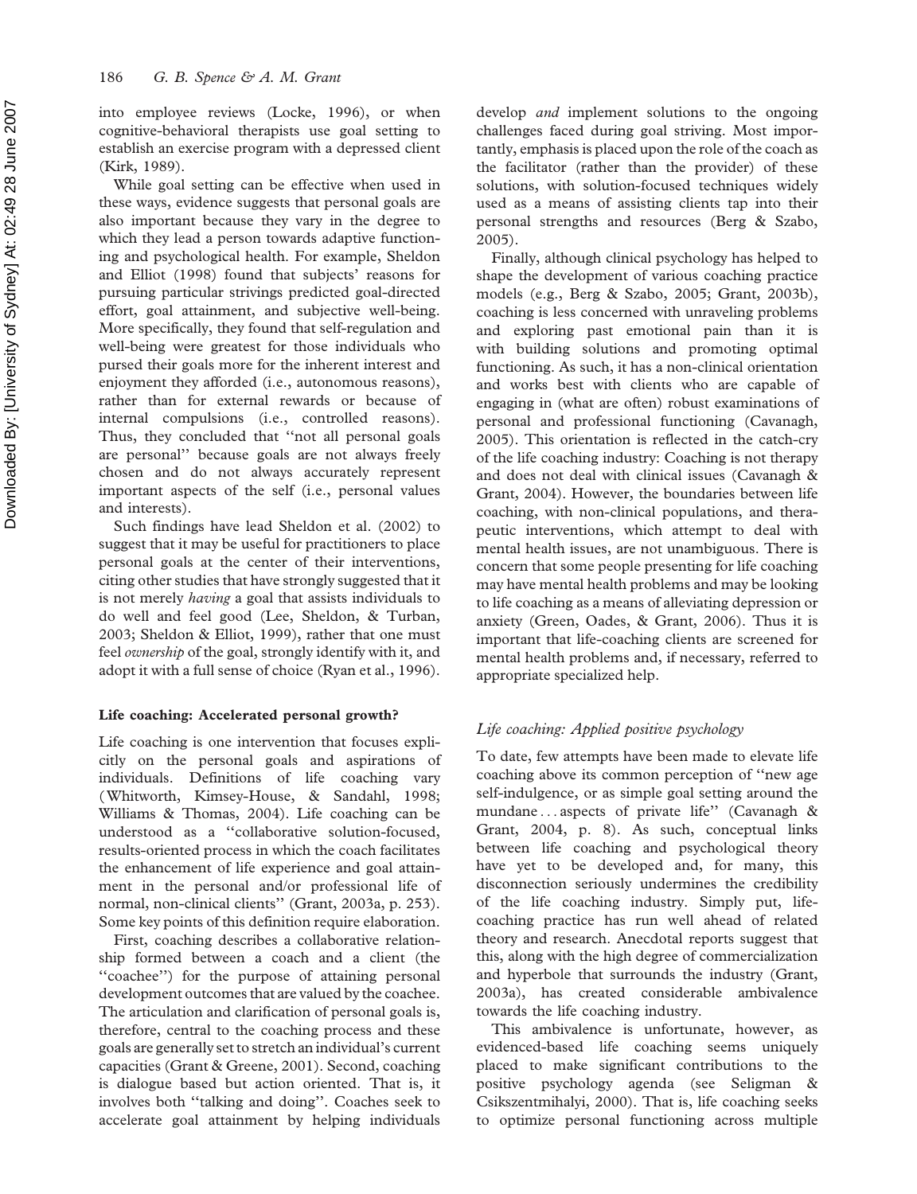into employee reviews (Locke, 1996), or when cognitive-behavioral therapists use goal setting to establish an exercise program with a depressed client (Kirk, 1989).

While goal setting can be effective when used in these ways, evidence suggests that personal goals are also important because they vary in the degree to which they lead a person towards adaptive functioning and psychological health. For example, Sheldon and Elliot (1998) found that subjects' reasons for pursuing particular strivings predicted goal-directed effort, goal attainment, and subjective well-being. More specifically, they found that self-regulation and well-being were greatest for those individuals who pursed their goals more for the inherent interest and enjoyment they afforded (i.e., autonomous reasons), rather than for external rewards or because of internal compulsions (i.e., controlled reasons). Thus, they concluded that "not all personal goals are personal" because goals are not always freely chosen and do not always accurately represent important aspects of the self (i.e., personal values and interests).

Such findings have lead Sheldon et al. (2002) to suggest that it may be useful for practitioners to place personal goals at the center of their interventions, citing other studies that have strongly suggested that it is not merely *having* a goal that assists individuals to do well and feel good (Lee, Sheldon, & Turban, 2003; Sheldon & Elliot, 1999), rather that one must feel *ownership* of the goal, strongly identify with it, and adopt it with a full sense of choice (Ryan et al., 1996).

**Life coaching: Accelerated personal growth?**

Life coaching is one intervention that focuses explicitly on the personal goals and aspirations of individuals. Definitions of life coaching vary (Whitworth, Kimsey-House, & Sandahl, 1998; Williams & Thomas, 2004). Life coaching can be understood as a "collaborative solution-focused, results-oriented process in which the coach facilitates the enhancement of life experience and goal attainment in the personal and/or professional life of normal, non-clinical clients" (Grant, 2003a, p. 253). Some key points of this definition require elaboration.

First, coaching describes a collaborative relationship formed between a coach and a client (the "coachee") for the purpose of attaining personal development outcomes that are valued by the coachee. The articulation and clarification of personal goals is, therefore, central to the coaching process and these goals are generally set to stretch an individual's current capacities (Grant & Greene, 2001). Second, coaching is dialogue based but action oriented. That is, it involves both "talking and doing". Coaches seek to accelerate goal attainment by helping individuals develop *and* implement solutions to the ongoing challenges faced during goal striving. Most importantly, emphasis is placed upon the role of the coach as the facilitator (rather than the provider) of these solutions, with solution-focused techniques widely used as a means of assisting clients tap into their personal strengths and resources (Berg & Szabo, 2005).

Finally, although clinical psychology has helped to shape the development of various coaching practice models (e.g., Berg & Szabo, 2005; Grant, 2003b), coaching is less concerned with unraveling problems and exploring past emotional pain than it is with building solutions and promoting optimal functioning. As such, it has a non-clinical orientation and works best with clients who are capable of engaging in (what are often) robust examinations of personal and professional functioning (Cavanagh, 2005). This orientation is reflected in the catch-cry of the life coaching industry: Coaching is not therapy and does not deal with clinical issues (Cavanagh & Grant, 2004). However, the boundaries between life coaching, with non-clinical populations, and therapeutic interventions, which attempt to deal with mental health issues, are not unambiguous. There is concern that some people presenting for life coaching may have mental health problems and may be looking to life coaching as a means of alleviating depression or anxiety (Green, Oades, & Grant, 2006). Thus it is important that life-coaching clients are screened for mental health problems and, if necessary, referred to appropriate specialized help.

*Life coaching: Applied positive psychology*

To date, few attempts have been made to elevate life coaching above its common perception of "new age self-indulgence, or as simple goal setting around the mundane . . . aspects of private life" (Cavanagh & Grant, 2004, p. 8). As such, conceptual links between life coaching and psychological theory have yet to be developed and, for many, this disconnection seriously undermines the credibility of the life coaching industry. Simply put, life-coaching practice has run well ahead of related theory and research. Anecdotal reports suggest that this, along with the high degree of commercialization and hyperbole that surrounds the industry (Grant, 2003a), has created considerable ambivalence towards the life coaching industry.

This ambivalence is unfortunate, however, as evidenced-based life coaching seems uniquely placed to make significant contributions to the positive psychology agenda (see Seligman & Csikszentmihalyi, 2000). That is, life coaching seeks to optimize personal functioning across multiple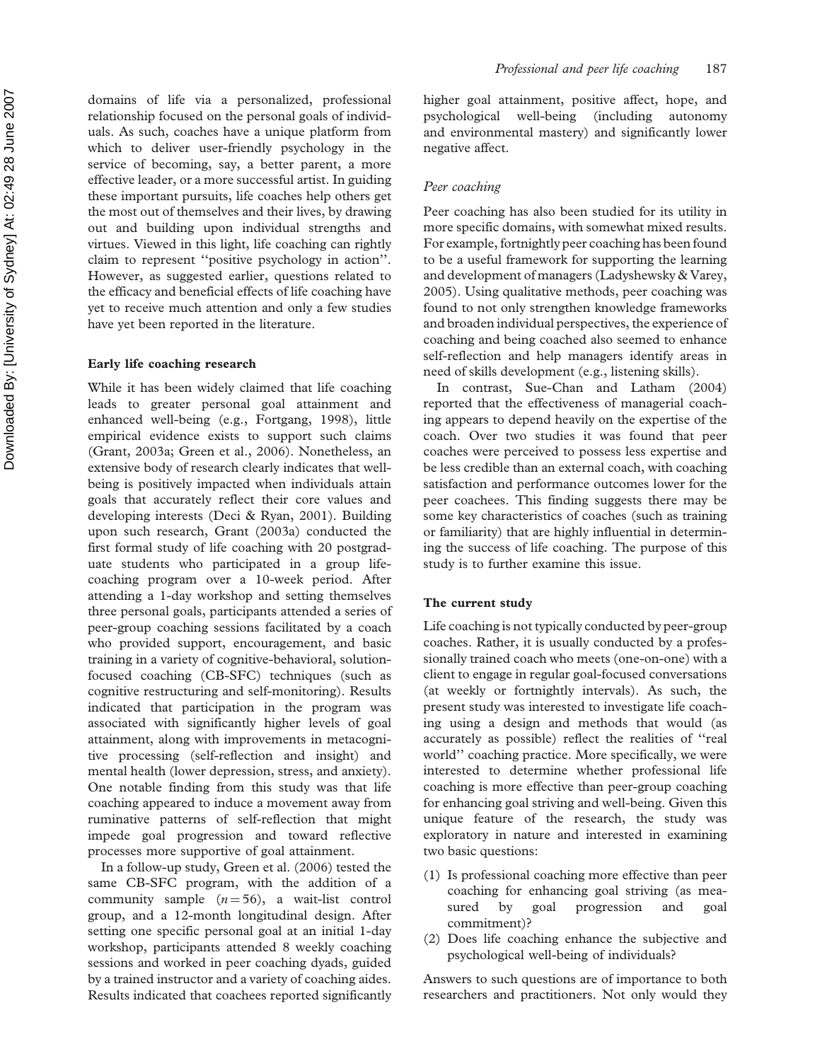domains of life via a personalized, professional relationship focused on the personal goals of individuals. As such, coaches have a unique platform from which to deliver user-friendly psychology in the service of becoming, say, a better parent, a more effective leader, or a more successful artist. In guiding these important pursuits, life coaches help others get the most out of themselves and their lives, by drawing out and building upon individual strengths and virtues. Viewed in this light, life coaching can rightly claim to represent ''positive psychology in action''. However, as suggested earlier, questions related to the efficacy and beneficial effects of life coaching have yet to receive much attention and only a few studies have yet been reported in the literature.

## Early life coaching research

While it has been widely claimed that life coaching leads to greater personal goal attainment and enhanced well-being (e.g., Fortgang, 1998), little empirical evidence exists to support such claims (Grant, 2003a; Green et al., 2006). Nonetheless, an extensive body of research clearly indicates that well-being is positively impacted when individuals attain goals that accurately reflect their core values and developing interests (Deci & Ryan, 2001). Building upon such research, Grant (2003a) conducted the first formal study of life coaching with 20 postgraduate students who participated in a group life-coaching program over a 10-week period. After attending a 1-day workshop and setting themselves three personal goals, participants attended a series of peer-group coaching sessions facilitated by a coach who provided support, encouragement, and basic training in a variety of cognitive-behavioral, solution-focused coaching (CB-SFC) techniques (such as cognitive restructuring and self-monitoring). Results indicated that participation in the program was associated with significantly higher levels of goal attainment, along with improvements in metacognitive processing (self-reflection and insight) and mental health (lower depression, stress, and anxiety). One notable finding from this study was that life coaching appeared to induce a movement away from ruminative patterns of self-reflection that might impede goal progression and toward reflective processes more supportive of goal attainment.

In a follow-up study, Green et al. (2006) tested the same CB-SFC program, with the addition of a community sample ($n = 56$), a wait-list control group, and a 12-month longitudinal design. After setting one specific personal goal at an initial 1-day workshop, participants attended 8 weekly coaching sessions and worked in peer coaching dyads, guided by a trained instructor and a variety of coaching aides. Results indicated that coachees reported significantly higher goal attainment, positive affect, hope, and psychological well-being (including autonomy and environmental mastery) and significantly lower negative affect.

### *Peer coaching*

Peer coaching has also been studied for its utility in more specific domains, with somewhat mixed results. For example, fortnightly peer coaching has been found to be a useful framework for supporting the learning and development of managers (Ladyshewsky & Varey, 2005). Using qualitative methods, peer coaching was found to not only strengthen knowledge frameworks and broaden individual perspectives, the experience of coaching and being coached also seemed to enhance self-reflection and help managers identify areas in need of skills development (e.g., listening skills).

In contrast, Sue-Chan and Latham (2004) reported that the effectiveness of managerial coaching appears to depend heavily on the expertise of the coach. Over two studies it was found that peer coaches were perceived to possess less expertise and be less credible than an external coach, with coaching satisfaction and performance outcomes lower for the peer coachees. This finding suggests there may be some key characteristics of coaches (such as training or familiarity) that are highly influential in determining the success of life coaching. The purpose of this study is to further examine this issue.

## The current study

Life coaching is not typically conducted by peer-group coaches. Rather, it is usually conducted by a professionally trained coach who meets (one-on-one) with a client to engage in regular goal-focused conversations (at weekly or fortnightly intervals). As such, the present study was interested to investigate life coaching using a design and methods that would (as accurately as possible) reflect the realities of ''real world'' coaching practice. More specifically, we were interested to determine whether professional life coaching is more effective than peer-group coaching for enhancing goal striving and well-being. Given this unique feature of the research, the study was exploratory in nature and interested in examining two basic questions:

(1) Is professional coaching more effective than peer coaching for enhancing goal striving (as measured by goal progression and goal commitment)?
(2) Does life coaching enhance the subjective and psychological well-being of individuals?

Answers to such questions are of importance to both researchers and practitioners. Not only would they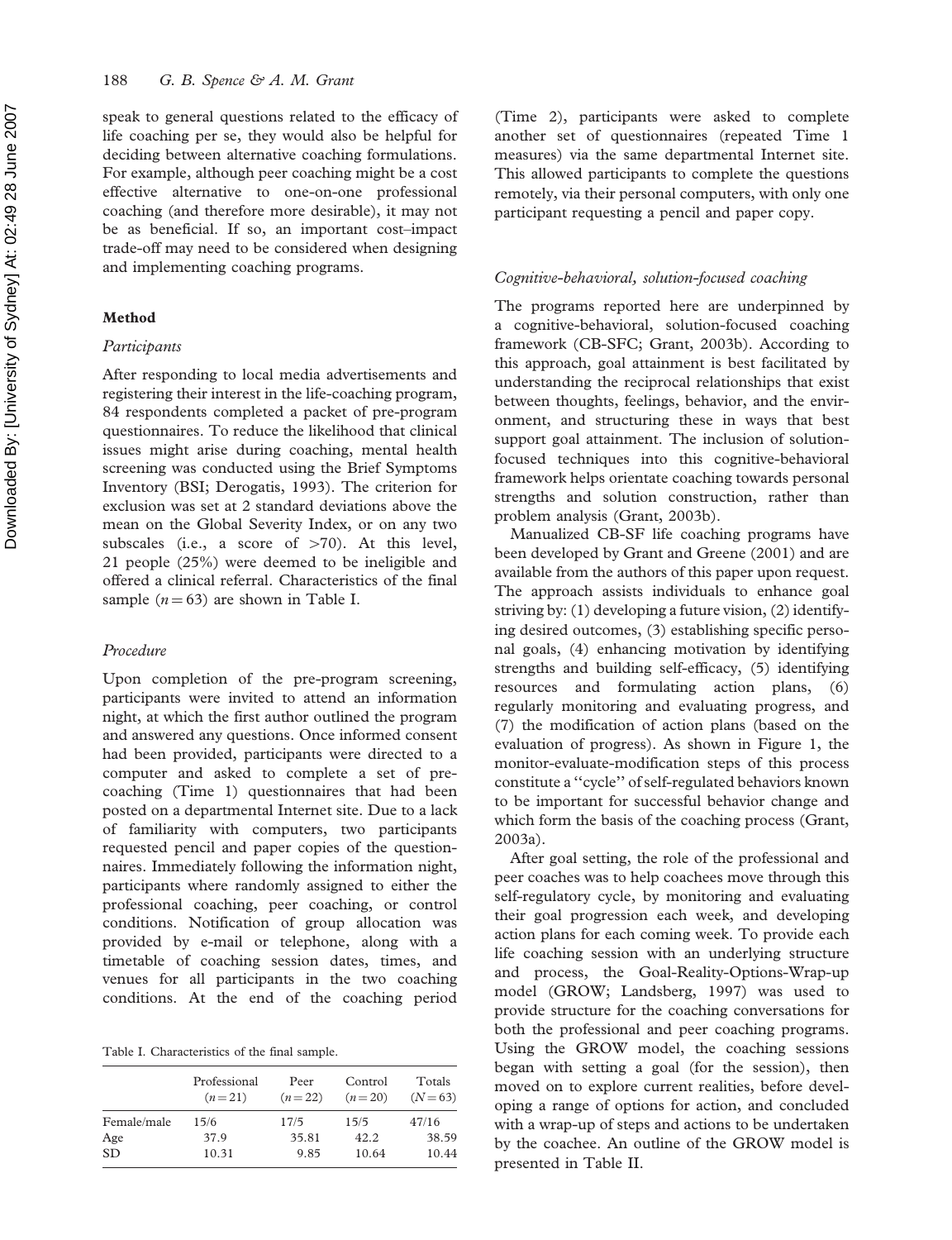speak to general questions related to the efficacy of life coaching per se, they would also be helpful for deciding between alternative coaching formulations. For example, although peer coaching might be a cost effective alternative to one-on-one professional coaching (and therefore more desirable), it may not be as beneficial. If so, an important cost–impact trade-off may need to be considered when designing and implementing coaching programs.

## Method

### *Participants*

After responding to local media advertisements and registering their interest in the life-coaching program, 84 respondents completed a packet of pre-program questionnaires. To reduce the likelihood that clinical issues might arise during coaching, mental health screening was conducted using the Brief Symptoms Inventory (BSI; Derogatis, 1993). The criterion for exclusion was set at 2 standard deviations above the mean on the Global Severity Index, or on any two subscales (i.e., a score of >70). At this level, 21 people (25%) were deemed to be ineligible and offered a clinical referral. Characteristics of the final sample ($n = 63$) are shown in Table I.

### *Procedure*

Upon completion of the pre-program screening, participants were invited to attend an information night, at which the first author outlined the program and answered any questions. Once informed consent had been provided, participants were directed to a computer and asked to complete a set of pre-coaching (Time 1) questionnaires that had been posted on a departmental Internet site. Due to a lack of familiarity with computers, two participants requested pencil and paper copies of the questionnaires. Immediately following the information night, participants where randomly assigned to either the professional coaching, peer coaching, or control conditions. Notification of group allocation was provided by e-mail or telephone, along with a timetable of coaching session dates, times, and venues for all participants in the two coaching conditions. At the end of the coaching period (Time 2), participants were asked to complete another set of questionnaires (repeated Time 1 measures) via the same departmental Internet site. This allowed participants to complete the questions remotely, via their personal computers, with only one participant requesting a pencil and paper copy.

Table I. Characteristics of the final sample.

| | Professional ($n = 21$) | Peer ($n = 22$) | Control ($n = 20$) | Totals ($N = 63$) |
|---|---|---|---|---|
| Female/male | 15/6 | 17/5 | 15/5 | 47/16 |
| Age | 37.9 | 35.81 | 42.2 | 38.59 |
| SD | 10.31 | 9.85 | 10.64 | 10.44 |

### *Cognitive-behavioral, solution-focused coaching*

The programs reported here are underpinned by a cognitive-behavioral, solution-focused coaching framework (CB-SFC; Grant, 2003b). According to this approach, goal attainment is best facilitated by understanding the reciprocal relationships that exist between thoughts, feelings, behavior, and the environment, and structuring these in ways that best support goal attainment. The inclusion of solution-focused techniques into this cognitive-behavioral framework helps orientate coaching towards personal strengths and solution construction, rather than problem analysis (Grant, 2003b).

Manualized CB-SF life coaching programs have been developed by Grant and Greene (2001) and are available from the authors of this paper upon request. The approach assists individuals to enhance goal striving by: (1) developing a future vision, (2) identifying desired outcomes, (3) establishing specific personal goals, (4) enhancing motivation by identifying strengths and building self-efficacy, (5) identifying resources and formulating action plans, (6) regularly monitoring and evaluating progress, and (7) the modification of action plans (based on the evaluation of progress). As shown in Figure 1, the monitor-evaluate-modification steps of this process constitute a "cycle" of self-regulated behaviors known to be important for successful behavior change and which form the basis of the coaching process (Grant, 2003a).

After goal setting, the role of the professional and peer coaches was to help coachees move through this self-regulatory cycle, by monitoring and evaluating their goal progression each week, and developing action plans for each coming week. To provide each life coaching session with an underlying structure and process, the Goal-Reality-Options-Wrap-up model (GROW; Landsberg, 1997) was used to provide structure for the coaching conversations for both the professional and peer coaching programs. Using the GROW model, the coaching sessions began with setting a goal (for the session), then moved on to explore current realities, before developing a range of options for action, and concluded with a wrap-up of steps and actions to be undertaken by the coachee. An outline of the GROW model is presented in Table II.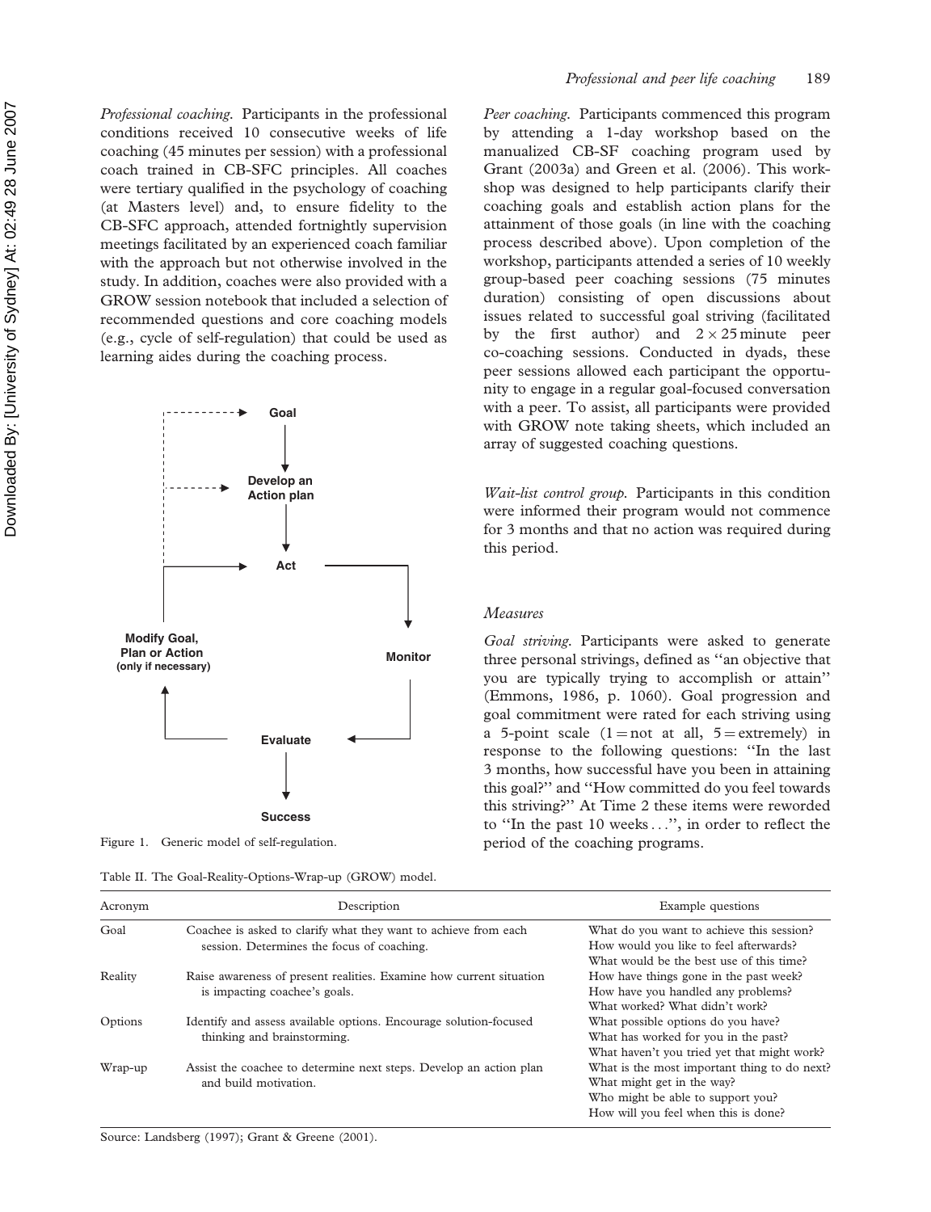*Professional coaching.* Participants in the professional conditions received 10 consecutive weeks of life coaching (45 minutes per session) with a professional coach trained in CB-SFC principles. All coaches were tertiary qualified in the psychology of coaching (at Masters level) and, to ensure fidelity to the CB-SFC approach, attended fortnightly supervision meetings facilitated by an experienced coach familiar with the approach but not otherwise involved in the study. In addition, coaches were also provided with a GROW session notebook that included a selection of recommended questions and core coaching models (e.g., cycle of self-regulation) that could be used as learning aides during the coaching process.

Goal → Develop an Action plan → Act → Monitor → Evaluate → Success; Evaluate → Modify Goal, Plan or Action (only if necessary) → Goal / Develop an Action plan / Act

Figure 1. Generic model of self-regulation.

*Peer coaching.* Participants commenced this program by attending a 1-day workshop based on the manualized CB-SF coaching program used by Grant (2003a) and Green et al. (2006). This workshop was designed to help participants clarify their coaching goals and establish action plans for the attainment of those goals (in line with the coaching process described above). Upon completion of the workshop, participants attended a series of 10 weekly group-based peer coaching sessions (75 minutes duration) consisting of open discussions about issues related to successful goal striving (facilitated by the first author) and $2 \times 25$ minute peer co-coaching sessions. Conducted in dyads, these peer sessions allowed each participant the opportunity to engage in a regular goal-focused conversation with a peer. To assist, all participants were provided with GROW note taking sheets, which included an array of suggested coaching questions.

*Wait-list control group.* Participants in this condition were informed their program would not commence for 3 months and that no action was required during this period.

### *Measures*

*Goal striving.* Participants were asked to generate three personal strivings, defined as ''an objective that you are typically trying to accomplish or attain'' (Emmons, 1986, p. 1060). Goal progression and goal commitment were rated for each striving using a 5-point scale (1 = not at all, 5 = extremely) in response to the following questions: ''In the last 3 months, how successful have you been in attaining this goal?'' and ''How committed do you feel towards this striving?'' At Time 2 these items were reworded to ''In the past 10 weeks...'', in order to reflect the period of the coaching programs.

Table II. The Goal-Reality-Options-Wrap-up (GROW) model.

| Acronym | Description | Example questions |
|---|---|---|
| Goal | Coachee is asked to clarify what they want to achieve from each session. Determines the focus of coaching. | What do you want to achieve this session? How would you like to feel afterwards? What would be the best use of this time? |
| Reality | Raise awareness of present realities. Examine how current situation is impacting coachee's goals. | How have things gone in the past week? How have you handled any problems? What worked? What didn't work? |
| Options | Identify and assess available options. Encourage solution-focused thinking and brainstorming. | What possible options do you have? What has worked for you in the past? What haven't you tried yet that might work? |
| Wrap-up | Assist the coachee to determine next steps. Develop an action plan and build motivation. | What is the most important thing to do next? What might get in the way? Who might be able to support you? How will you feel when this is done? |

Source: Landsberg (1997); Grant & Greene (2001).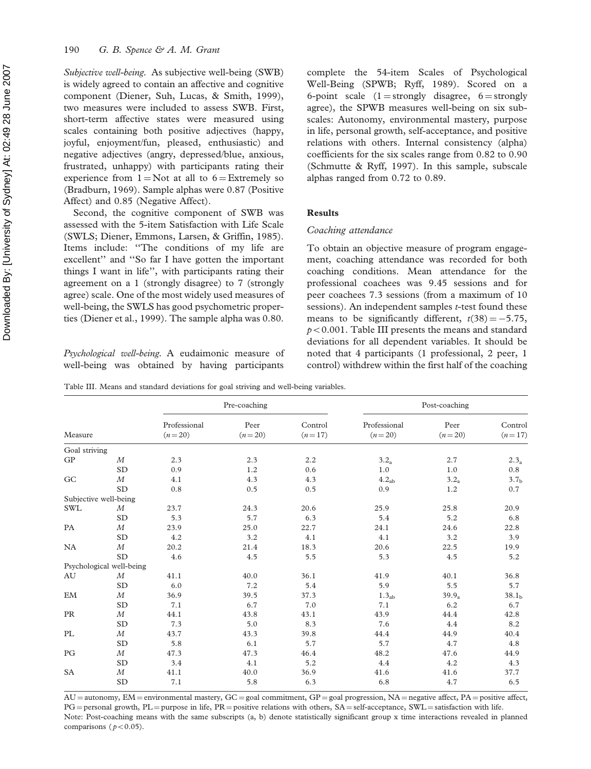*Subjective well-being.* As subjective well-being (SWB) is widely agreed to contain an affective and cognitive component (Diener, Suh, Lucas, & Smith, 1999), two measures were included to assess SWB. First, short-term affective states were measured using scales containing both positive adjectives (happy, joyful, enjoyment/fun, pleased, enthusiastic) and negative adjectives (angry, depressed/blue, anxious, frustrated, unhappy) with participants rating their experience from 1 = Not at all to 6 = Extremely so (Bradburn, 1969). Sample alphas were 0.87 (Positive Affect) and 0.85 (Negative Affect).

Second, the cognitive component of SWB was assessed with the 5-item Satisfaction with Life Scale (SWLS; Diener, Emmons, Larsen, & Griffin, 1985). Items include: "The conditions of my life are excellent" and "So far I have gotten the important things I want in life", with participants rating their agreement on a 1 (strongly disagree) to 7 (strongly agree) scale. One of the most widely used measures of well-being, the SWLS has good psychometric properties (Diener et al., 1999). The sample alpha was 0.80.

*Psychological well-being.* A eudaimonic measure of well-being was obtained by having participants complete the 54-item Scales of Psychological Well-Being (SPWB; Ryff, 1989). Scored on a 6-point scale (1 = strongly disagree, 6 = strongly agree), the SPWB measures well-being on six subscales: Autonomy, environmental mastery, purpose in life, personal growth, self-acceptance, and positive relations with others. Internal consistency (alpha) coefficients for the six scales range from 0.82 to 0.90 (Schmutte & Ryff, 1997). In this sample, subscale alphas ranged from 0.72 to 0.89.

## Results

### Coaching attendance

To obtain an objective measure of program engagement, coaching attendance was recorded for both coaching conditions. Mean attendance for the professional coachees was 9.45 sessions and for peer coachees 7.3 sessions (from a maximum of 10 sessions). An independent samples *t*-test found these means to be significantly different, $t(38) = -5.75$, $p < 0.001$. Table III presents the means and standard deviations for all dependent variables. It should be noted that 4 participants (1 professional, 2 peer, 1 control) withdrew within the first half of the coaching

Table III. Means and standard deviations for goal striving and well-being variables.

| Measure | | Pre-coaching Professional ($n = 20$) | Pre-coaching Peer ($n = 20$) | Pre-coaching Control ($n = 17$) | Post-coaching Professional ($n = 20$) | Post-coaching Peer ($n = 20$) | Post-coaching Control ($n = 17$) |
|---|---|---|---|---|---|---|---|
| Goal striving | | | | | | | |
| GP | *M* | 2.3 | 2.3 | 2.2 | $3.2_{a}$ | 2.7 | $2.3_{a}$ |
| | SD | 0.9 | 1.2 | 0.6 | 1.0 | 1.0 | 0.8 |
| GC | *M* | 4.1 | 4.3 | 4.3 | $4.2_{ab}$ | $3.2_{a}$ | $3.7_{b}$ |
| | SD | 0.8 | 0.5 | 0.5 | 0.9 | 1.2 | 0.7 |
| Subjective well-being | | | | | | | |
| SWL | *M* | 23.7 | 24.3 | 20.6 | 25.9 | 25.8 | 20.9 |
| | SD | 5.3 | 5.7 | 6.3 | 5.4 | 5.2 | 6.8 |
| PA | *M* | 23.9 | 25.0 | 22.7 | 24.1 | 24.6 | 22.8 |
| | SD | 4.2 | 3.2 | 4.1 | 4.1 | 3.2 | 3.9 |
| NA | *M* | 20.2 | 21.4 | 18.3 | 20.6 | 22.5 | 19.9 |
| | SD | 4.6 | 4.5 | 5.5 | 5.3 | 4.5 | 5.2 |
| Psychological well-being | | | | | | | |
| AU | *M* | 41.1 | 40.0 | 36.1 | 41.9 | 40.1 | 36.8 |
| | SD | 6.0 | 7.2 | 5.4 | 5.9 | 5.5 | 5.7 |
| EM | *M* | 36.9 | 39.5 | 37.3 | $1.3_{ab}$ | $39.9_{a}$ | $38.1_{b}$ |
| | SD | 7.1 | 6.7 | 7.0 | 7.1 | 6.2 | 6.7 |
| PR | *M* | 44.1 | 43.8 | 43.1 | 43.9 | 44.4 | 42.8 |
| | SD | 7.3 | 5.0 | 8.3 | 7.6 | 4.4 | 8.2 |
| PL | *M* | 43.7 | 43.3 | 39.8 | 44.4 | 44.9 | 40.4 |
| | SD | 5.8 | 6.1 | 5.7 | 5.7 | 4.7 | 4.8 |
| PG | *M* | 47.3 | 47.3 | 46.4 | 48.2 | 47.6 | 44.9 |
| | SD | 3.4 | 4.1 | 5.2 | 4.4 | 4.2 | 4.3 |
| SA | *M* | 41.1 | 40.0 | 36.9 | 41.6 | 41.6 | 37.7 |
| | SD | 7.1 | 5.8 | 6.3 | 6.8 | 4.7 | 6.5 |

AU = autonomy, EM = environmental mastery, GC = goal commitment, GP = goal progression, NA = negative affect, PA = positive affect, PG = personal growth, PL = purpose in life, PR = positive relations with others, SA = self-acceptance, SWL = satisfaction with life.
Note: Post-coaching means with the same subscripts (a, b) denote statistically significant group x time interactions revealed in planned comparisons ($p < 0.05$).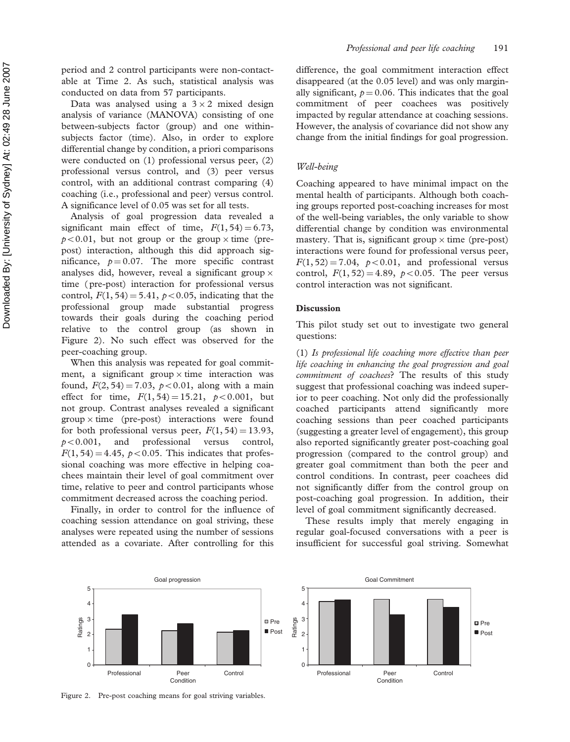period and 2 control participants were non-contactable at Time 2. As such, statistical analysis was conducted on data from 57 participants.

Data was analysed using a $3 \times 2$ mixed design analysis of variance (MANOVA) consisting of one between-subjects factor (group) and one within-subjects factor (time). Also, in order to explore differential change by condition, a priori comparisons were conducted on (1) professional versus peer, (2) professional versus control, and (3) peer versus control, with an additional contrast comparing (4) coaching (i.e., professional and peer) versus control. A significance level of 0.05 was set for all tests.

Analysis of goal progression data revealed a significant main effect of time, $F(1, 54) = 6.73$, $p < 0.01$, but not group or the group $\times$ time (pre-post) interaction, although this did approach significance, $p = 0.07$. The more specific contrast analyses did, however, reveal a significant group $\times$ time (pre-post) interaction for professional versus control, $F(1, 54) = 5.41$, $p < 0.05$, indicating that the professional group made substantial progress towards their goals during the coaching period relative to the control group (as shown in Figure 2). No such effect was observed for the peer-coaching group.

When this analysis was repeated for goal commitment, a significant group $\times$ time interaction was found, $F(2, 54) = 7.03$, $p < 0.01$, along with a main effect for time, $F(1, 54) = 15.21$, $p < 0.001$, but not group. Contrast analyses revealed a significant group $\times$ time (pre-post) interactions were found for both professional versus peer, $F(1, 54) = 13.93$, $p < 0.001$, and professional versus control, $F(1, 54) = 4.45$, $p < 0.05$. This indicates that professional coaching was more effective in helping coachees maintain their level of goal commitment over time, relative to peer and control participants whose commitment decreased across the coaching period.

Finally, in order to control for the influence of coaching session attendance on goal striving, these analyses were repeated using the number of sessions attended as a covariate. After controlling for this difference, the goal commitment interaction effect disappeared (at the 0.05 level) and was only marginally significant, $p = 0.06$. This indicates that the goal commitment of peer coachees was positively impacted by regular attendance at coaching sessions. However, the analysis of covariance did not show any change from the initial findings for goal progression.

### *Well-being*

Coaching appeared to have minimal impact on the mental health of participants. Although both coaching groups reported post-coaching increases for most of the well-being variables, the only variable to show differential change by condition was environmental mastery. That is, significant group $\times$ time (pre-post) interactions were found for professional versus peer, $F(1, 52) = 7.04$, $p < 0.01$, and professional versus control, $F(1, 52) = 4.89$, $p < 0.05$. The peer versus control interaction was not significant.

## Discussion

This pilot study set out to investigate two general questions:

(1) *Is professional life coaching more effective than peer life coaching in enhancing the goal progression and goal commitment of coachees*? The results of this study suggest that professional coaching was indeed superior to peer coaching. Not only did the professionally coached participants attend significantly more coaching sessions than peer coached participants (suggesting a greater level of engagement), this group also reported significantly greater post-coaching goal progression (compared to the control group) and greater goal commitment than both the peer and control conditions. In contrast, peer coachees did not significantly differ from the control group on post-coaching goal progression. In addition, their level of goal commitment significantly decreased.

These results imply that merely engaging in regular goal-focused conversations with a peer is insufficient for successful goal striving. Somewhat

Figure 2. Pre-post coaching means for goal striving variables.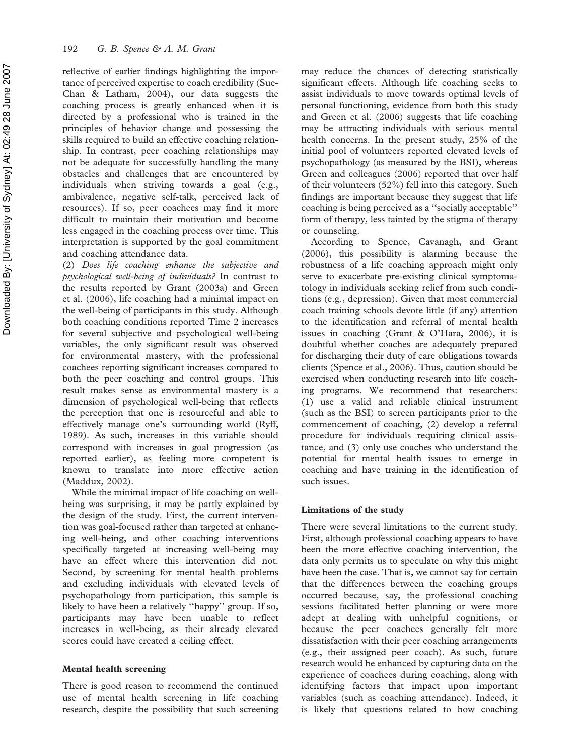reflective of earlier findings highlighting the importance of perceived expertise to coach credibility (Sue-Chan & Latham, 2004), our data suggests the coaching process is greatly enhanced when it is directed by a professional who is trained in the principles of behavior change and possessing the skills required to build an effective coaching relationship. In contrast, peer coaching relationships may not be adequate for successfully handling the many obstacles and challenges that are encountered by individuals when striving towards a goal (e.g., ambivalence, negative self-talk, perceived lack of resources). If so, peer coachees may find it more difficult to maintain their motivation and become less engaged in the coaching process over time. This interpretation is supported by the goal commitment and coaching attendance data.

(2) *Does life coaching enhance the subjective and psychological well-being of individuals?* In contrast to the results reported by Grant (2003a) and Green et al. (2006), life coaching had a minimal impact on the well-being of participants in this study. Although both coaching conditions reported Time 2 increases for several subjective and psychological well-being variables, the only significant result was observed for environmental mastery, with the professional coachees reporting significant increases compared to both the peer coaching and control groups. This result makes sense as environmental mastery is a dimension of psychological well-being that reflects the perception that one is resourceful and able to effectively manage one's surrounding world (Ryff, 1989). As such, increases in this variable should correspond with increases in goal progression (as reported earlier), as feeling more competent is known to translate into more effective action (Maddux, 2002).

While the minimal impact of life coaching on well-being was surprising, it may be partly explained by the design of the study. First, the current intervention was goal-focused rather than targeted at enhancing well-being, and other coaching interventions specifically targeted at increasing well-being may have an effect where this intervention did not. Second, by screening for mental health problems and excluding individuals with elevated levels of psychopathology from participation, this sample is likely to have been a relatively "happy" group. If so, participants may have been unable to reflect increases in well-being, as their already elevated scores could have created a ceiling effect.

### Mental health screening

There is good reason to recommend the continued use of mental health screening in life coaching research, despite the possibility that such screening may reduce the chances of detecting statistically significant effects. Although life coaching seeks to assist individuals to move towards optimal levels of personal functioning, evidence from both this study and Green et al. (2006) suggests that life coaching may be attracting individuals with serious mental health concerns. In the present study, 25% of the initial pool of volunteers reported elevated levels of psychopathology (as measured by the BSI), whereas Green and colleagues (2006) reported that over half of their volunteers (52%) fell into this category. Such findings are important because they suggest that life coaching is being perceived as a "socially acceptable" form of therapy, less tainted by the stigma of therapy or counseling.

According to Spence, Cavanagh, and Grant (2006), this possibility is alarming because the robustness of a life coaching approach might only serve to exacerbate pre-existing clinical symptomatology in individuals seeking relief from such conditions (e.g., depression). Given that most commercial coach training schools devote little (if any) attention to the identification and referral of mental health issues in coaching (Grant & O'Hara, 2006), it is doubtful whether coaches are adequately prepared for discharging their duty of care obligations towards clients (Spence et al., 2006). Thus, caution should be exercised when conducting research into life coaching programs. We recommend that researchers: (1) use a valid and reliable clinical instrument (such as the BSI) to screen participants prior to the commencement of coaching, (2) develop a referral procedure for individuals requiring clinical assistance, and (3) only use coaches who understand the potential for mental health issues to emerge in coaching and have training in the identification of such issues.

### Limitations of the study

There were several limitations to the current study. First, although professional coaching appears to have been the more effective coaching intervention, the data only permits us to speculate on why this might have been the case. That is, we cannot say for certain that the differences between the coaching groups occurred because, say, the professional coaching sessions facilitated better planning or were more adept at dealing with unhelpful cognitions, or because the peer coachees generally felt more dissatisfaction with their peer coaching arrangements (e.g., their assigned peer coach). As such, future research would be enhanced by capturing data on the experience of coachees during coaching, along with identifying factors that impact upon important variables (such as coaching attendance). Indeed, it is likely that questions related to how coaching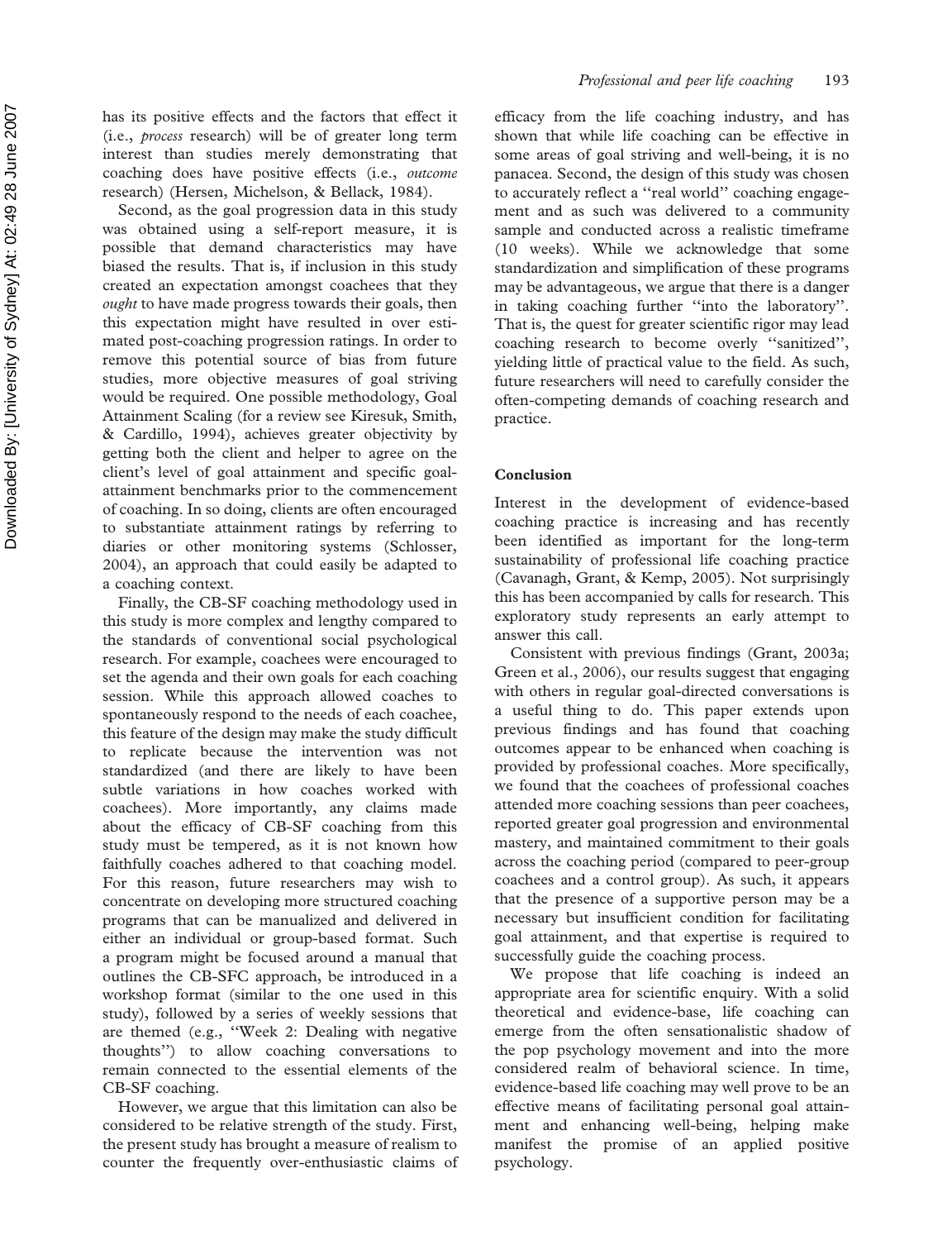has its positive effects and the factors that effect it (i.e., *process* research) will be of greater long term interest than studies merely demonstrating that coaching does have positive effects (i.e., *outcome* research) (Hersen, Michelson, & Bellack, 1984).

Second, as the goal progression data in this study was obtained using a self-report measure, it is possible that demand characteristics may have biased the results. That is, if inclusion in this study created an expectation amongst coachees that they *ought* to have made progress towards their goals, then this expectation might have resulted in over estimated post-coaching progression ratings. In order to remove this potential source of bias from future studies, more objective measures of goal striving would be required. One possible methodology, Goal Attainment Scaling (for a review see Kiresuk, Smith, & Cardillo, 1994), achieves greater objectivity by getting both the client and helper to agree on the client's level of goal attainment and specific goal-attainment benchmarks prior to the commencement of coaching. In so doing, clients are often encouraged to substantiate attainment ratings by referring to diaries or other monitoring systems (Schlosser, 2004), an approach that could easily be adapted to a coaching context.

Finally, the CB-SF coaching methodology used in this study is more complex and lengthy compared to the standards of conventional social psychological research. For example, coachees were encouraged to set the agenda and their own goals for each coaching session. While this approach allowed coaches to spontaneously respond to the needs of each coachee, this feature of the design may make the study difficult to replicate because the intervention was not standardized (and there are likely to have been subtle variations in how coaches worked with coachees). More importantly, any claims made about the efficacy of CB-SF coaching from this study must be tempered, as it is not known how faithfully coaches adhered to that coaching model. For this reason, future researchers may wish to concentrate on developing more structured coaching programs that can be manualized and delivered in either an individual or group-based format. Such a program might be focused around a manual that outlines the CB-SFC approach, be introduced in a workshop format (similar to the one used in this study), followed by a series of weekly sessions that are themed (e.g., "Week 2: Dealing with negative thoughts") to allow coaching conversations to remain connected to the essential elements of the CB-SF coaching.

However, we argue that this limitation can also be considered to be relative strength of the study. First, the present study has brought a measure of realism to counter the frequently over-enthusiastic claims of efficacy from the life coaching industry, and has shown that while life coaching can be effective in some areas of goal striving and well-being, it is no panacea. Second, the design of this study was chosen to accurately reflect a "real world" coaching engagement and as such was delivered to a community sample and conducted across a realistic timeframe (10 weeks). While we acknowledge that some standardization and simplification of these programs may be advantageous, we argue that there is a danger in taking coaching further "into the laboratory". That is, the quest for greater scientific rigor may lead coaching research to become overly "sanitized", yielding little of practical value to the field. As such, future researchers will need to carefully consider the often-competing demands of coaching research and practice.

## Conclusion

Interest in the development of evidence-based coaching practice is increasing and has recently been identified as important for the long-term sustainability of professional life coaching practice (Cavanagh, Grant, & Kemp, 2005). Not surprisingly this has been accompanied by calls for research. This exploratory study represents an early attempt to answer this call.

Consistent with previous findings (Grant, 2003a; Green et al., 2006), our results suggest that engaging with others in regular goal-directed conversations is a useful thing to do. This paper extends upon previous findings and has found that coaching outcomes appear to be enhanced when coaching is provided by professional coaches. More specifically, we found that the coachees of professional coaches attended more coaching sessions than peer coachees, reported greater goal progression and environmental mastery, and maintained commitment to their goals across the coaching period (compared to peer-group coachees and a control group). As such, it appears that the presence of a supportive person may be a necessary but insufficient condition for facilitating goal attainment, and that expertise is required to successfully guide the coaching process.

We propose that life coaching is indeed an appropriate area for scientific enquiry. With a solid theoretical and evidence-base, life coaching can emerge from the often sensationalistic shadow of the pop psychology movement and into the more considered realm of behavioral science. In time, evidence-based life coaching may well prove to be an effective means of facilitating personal goal attainment and enhancing well-being, helping make manifest the promise of an applied positive psychology.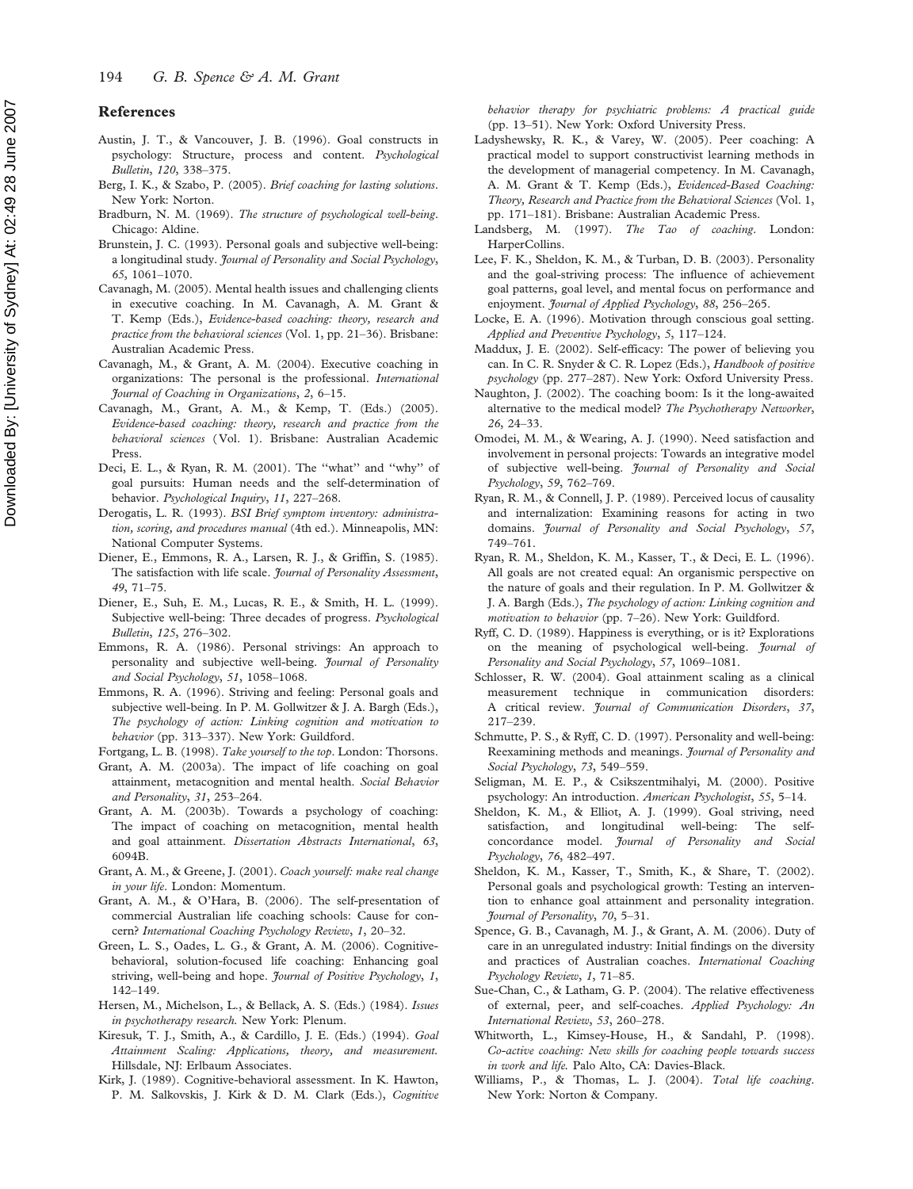## References

Austin, J. T., & Vancouver, J. B. (1996). Goal constructs in psychology: Structure, process and content. *Psychological Bulletin*, *120*, 338–375.

Berg, I. K., & Szabo, P. (2005). *Brief coaching for lasting solutions*. New York: Norton.

Bradburn, N. M. (1969). *The structure of psychological well-being*. Chicago: Aldine.

Brunstein, J. C. (1993). Personal goals and subjective well-being: a longitudinal study. *Journal of Personality and Social Psychology*, *65*, 1061–1070.

Cavanagh, M. (2005). Mental health issues and challenging clients in executive coaching. In M. Cavanagh, A. M. Grant & T. Kemp (Eds.), *Evidence-based coaching: theory, research and practice from the behavioral sciences* (Vol. 1, pp. 21–36). Brisbane: Australian Academic Press.

Cavanagh, M., & Grant, A. M. (2004). Executive coaching in organizations: The personal is the professional. *International Journal of Coaching in Organizations*, *2*, 6–15.

Cavanagh, M., Grant, A. M., & Kemp, T. (Eds.) (2005). *Evidence-based coaching: theory, research and practice from the behavioral sciences* (Vol. 1). Brisbane: Australian Academic Press.

Deci, E. L., & Ryan, R. M. (2001). The "what" and "why" of goal pursuits: Human needs and the self-determination of behavior. *Psychological Inquiry*, *11*, 227–268.

Derogatis, L. R. (1993). *BSI Brief symptom inventory: administration, scoring, and procedures manual* (4th ed.). Minneapolis, MN: National Computer Systems.

Diener, E., Emmons, R. A., Larsen, R. J., & Griffin, S. (1985). The satisfaction with life scale. *Journal of Personality Assessment*, *49*, 71–75.

Diener, E., Suh, E. M., Lucas, R. E., & Smith, H. L. (1999). Subjective well-being: Three decades of progress. *Psychological Bulletin*, *125*, 276–302.

Emmons, R. A. (1986). Personal strivings: An approach to personality and subjective well-being. *Journal of Personality and Social Psychology*, *51*, 1058–1068.

Emmons, R. A. (1996). Striving and feeling: Personal goals and subjective well-being. In P. M. Gollwitzer & J. A. Bargh (Eds.), *The psychology of action: Linking cognition and motivation to behavior* (pp. 313–337). New York: Guildford.

Fortgang, L. B. (1998). *Take yourself to the top*. London: Thorsons.

Grant, A. M. (2003a). The impact of life coaching on goal attainment, metacognition and mental health. *Social Behavior and Personality*, *31*, 253–264.

Grant, A. M. (2003b). Towards a psychology of coaching: The impact of coaching on metacognition, mental health and goal attainment. *Dissertation Abstracts International*, *63*, 6094B.

Grant, A. M., & Greene, J. (2001). *Coach yourself: make real change in your life*. London: Momentum.

Grant, A. M., & O'Hara, B. (2006). The self-presentation of commercial Australian life coaching schools: Cause for concern? *International Coaching Psychology Review*, *1*, 20–32.

Green, L. S., Oades, L. G., & Grant, A. M. (2006). Cognitive-behavioral, solution-focused life coaching: Enhancing goal striving, well-being and hope. *Journal of Positive Psychology*, *1*, 142–149.

Hersen, M., Michelson, L., & Bellack, A. S. (Eds.) (1984). *Issues in psychotherapy research.* New York: Plenum.

Kiresuk, T. J., Smith, A., & Cardillo, J. E. (Eds.) (1994). *Goal Attainment Scaling: Applications, theory, and measurement.* Hillsdale, NJ: Erlbaum Associates.

Kirk, J. (1989). Cognitive-behavioral assessment. In K. Hawton, P. M. Salkovskis, J. Kirk & D. M. Clark (Eds.), *Cognitive behavior therapy for psychiatric problems: A practical guide* (pp. 13–51). New York: Oxford University Press.

Ladyshewsky, R. K., & Varey, W. (2005). Peer coaching: A practical model to support constructivist learning methods in the development of managerial competency. In M. Cavanagh, A. M. Grant & T. Kemp (Eds.), *Evidenced-Based Coaching: Theory, Research and Practice from the Behavioral Sciences* (Vol. 1, pp. 171–181). Brisbane: Australian Academic Press.

Landsberg, M. (1997). *The Tao of coaching*. London: HarperCollins.

Lee, F. K., Sheldon, K. M., & Turban, D. B. (2003). Personality and the goal-striving process: The influence of achievement goal patterns, goal level, and mental focus on performance and enjoyment. *Journal of Applied Psychology*, *88*, 256–265.

Locke, E. A. (1996). Motivation through conscious goal setting. *Applied and Preventive Psychology*, *5*, 117–124.

Maddux, J. E. (2002). Self-efficacy: The power of believing you can. In C. R. Snyder & C. R. Lopez (Eds.), *Handbook of positive psychology* (pp. 277–287). New York: Oxford University Press.

Naughton, J. (2002). The coaching boom: Is it the long-awaited alternative to the medical model? *The Psychotherapy Networker*, *26*, 24–33.

Omodei, M. M., & Wearing, A. J. (1990). Need satisfaction and involvement in personal projects: Towards an integrative model of subjective well-being. *Journal of Personality and Social Psychology*, *59*, 762–769.

Ryan, R. M., & Connell, J. P. (1989). Perceived locus of causality and internalization: Examining reasons for acting in two domains. *Journal of Personality and Social Psychology*, *57*, 749–761.

Ryan, R. M., Sheldon, K. M., Kasser, T., & Deci, E. L. (1996). All goals are not created equal: An organismic perspective on the nature of goals and their regulation. In P. M. Gollwitzer & J. A. Bargh (Eds.), *The psychology of action: Linking cognition and motivation to behavior* (pp. 7–26). New York: Guildford.

Ryff, C. D. (1989). Happiness is everything, or is it? Explorations on the meaning of psychological well-being. *Journal of Personality and Social Psychology*, *57*, 1069–1081.

Schlosser, R. W. (2004). Goal attainment scaling as a clinical measurement technique in communication disorders: A critical review. *Journal of Communication Disorders*, *37*, 217–239.

Schmutte, P. S., & Ryff, C. D. (1997). Personality and well-being: Reexamining methods and meanings. *Journal of Personality and Social Psychology*, *73*, 549–559.

Seligman, M. E. P., & Csikszentmihalyi, M. (2000). Positive psychology: An introduction. *American Psychologist*, *55*, 5–14.

Sheldon, K. M., & Elliot, A. J. (1999). Goal striving, need satisfaction, and longitudinal well-being: The self-concordance model. *Journal of Personality and Social Psychology*, *76*, 482–497.

Sheldon, K. M., Kasser, T., Smith, K., & Share, T. (2002). Personal goals and psychological growth: Testing an intervention to enhance goal attainment and personality integration. *Journal of Personality*, *70*, 5–31.

Spence, G. B., Cavanagh, M. J., & Grant, A. M. (2006). Duty of care in an unregulated industry: Initial findings on the diversity and practices of Australian coaches. *International Coaching Psychology Review*, *1*, 71–85.

Sue-Chan, C., & Latham, G. P. (2004). The relative effectiveness of external, peer, and self-coaches. *Applied Psychology: An International Review*, *53*, 260–278.

Whitworth, L., Kimsey-House, H., & Sandahl, P. (1998). *Co-active coaching: New skills for coaching people towards success in work and life.* Palo Alto, CA: Davies-Black.

Williams, P., & Thomas, L. J. (2004). *Total life coaching*. New York: Norton & Company.